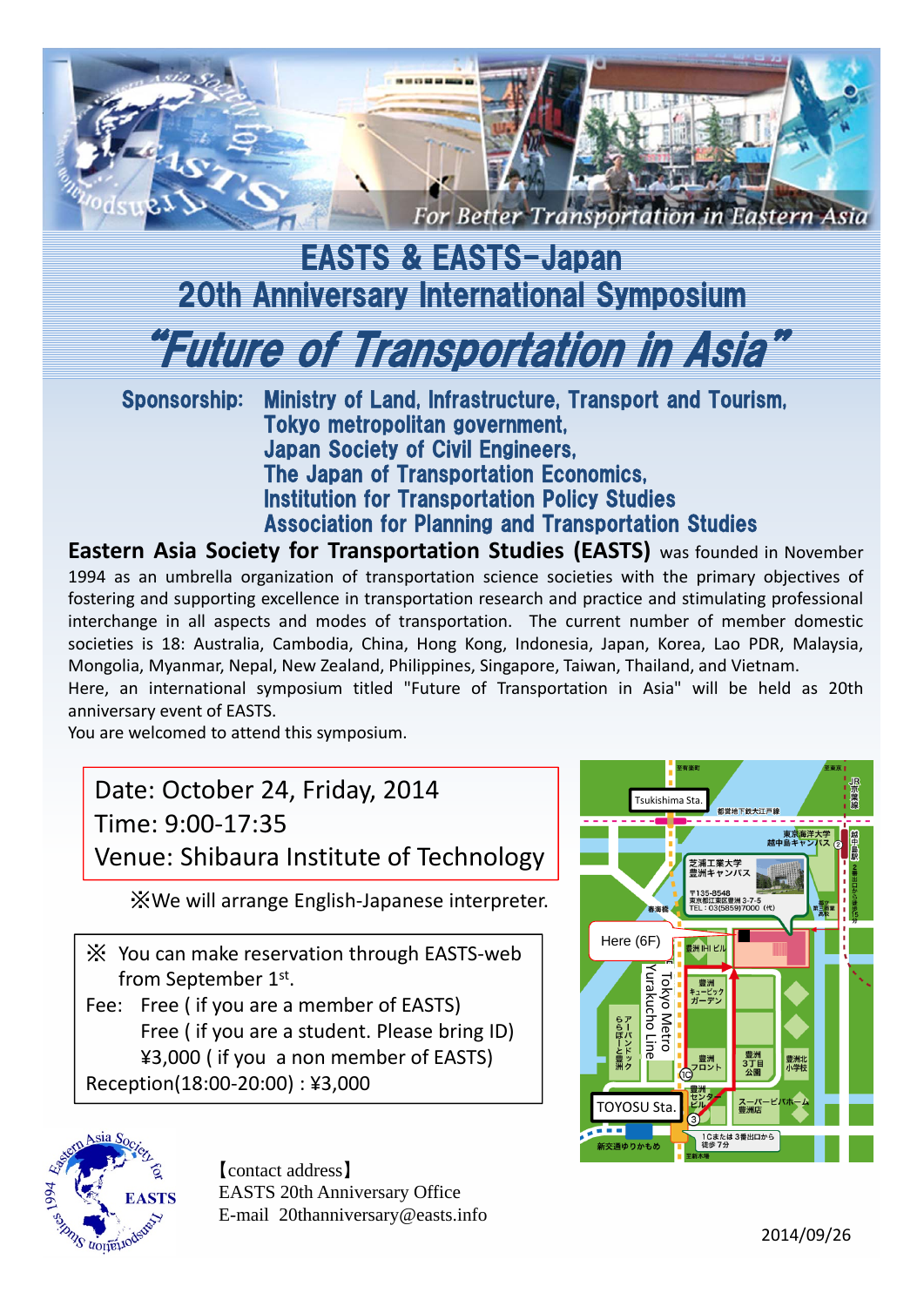For Better Transportation in Eastern Asia

# EASTS & EASTS-Japan
# 20th Anniversary International Symposium
# *"Future of Transportation in Asia"*

**Sponsorship:** **Ministry of Land, Infrastructure, Transport and Tourism,**
**Tokyo metropolitan government,**
**Japan Society of Civil Engineers,**
**The Japan of Transportation Economics,**
**Institution for Transportation Policy Studies**
**Association for Planning and Transportation Studies**

**Eastern Asia Society for Transportation Studies (EASTS)** was founded in November 1994 as an umbrella organization of transportation science societies with the primary objectives of fostering and supporting excellence in transportation research and practice and stimulating professional interchange in all aspects and modes of transportation. The current number of member domestic societies is 18: Australia, Cambodia, China, Hong Kong, Indonesia, Japan, Korea, Lao PDR, Malaysia, Mongolia, Myanmar, Nepal, New Zealand, Philippines, Singapore, Taiwan, Thailand, and Vietnam.

Here, an international symposium titled "Future of Transportation in Asia" will be held as 20th anniversary event of EASTS.

You are welcomed to attend this symposium.

Date: October 24, Friday, 2014
Time: 9:00-17:35
Venue: Shibaura Institute of Technology

※We will arrange English-Japanese interpreter.

※ You can make reservation through EASTS-web from September 1st.

Fee: Free ( if you are a member of EASTS)
Free ( if you are a student. Please bring ID)
¥3,000 ( if you a non member of EASTS)

Reception(18:00-20:00) : ¥3,000

Tsukishima Sta.
都営地下鉄大江戸線
東京海洋大学 越中島キャンパス
越中島駅
芝浦工業大学 豊洲キャンパス
〒135-8548 東京都江東区豊洲3-7-5 TEL：03(5859)7000（代）
春海橋
Here (6F)
豊洲IHIビル
Tokyo Metro Yurakucho Line
豊洲キュービックガーデン
アーバンドックららぽーと豊洲
豊洲フロント
豊洲3丁目公園
豊洲北小学校
豊洲センタービル
スーパービバホーム豊洲店
TOYOSU Sta.
1Cまたは3番出口から徒歩7分
新交通ゆりかもめ

【contact address】
EASTS 20th Anniversary Office
E-mail 20thannivarsary@easts.info

2014/09/26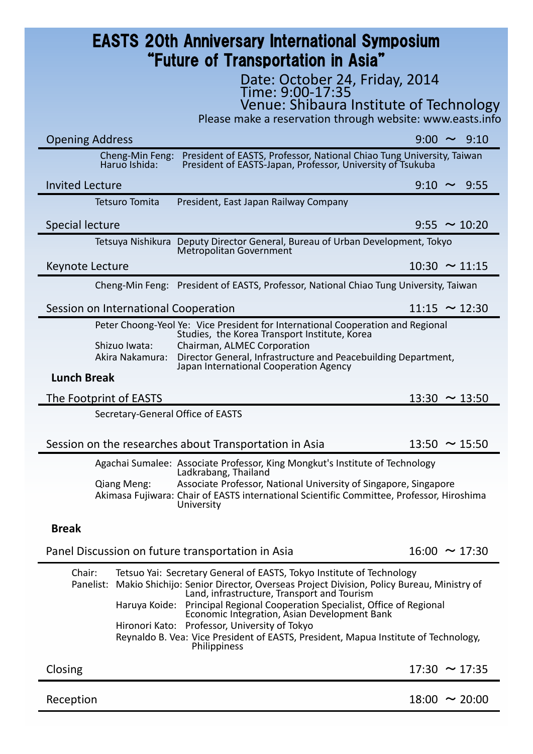# EASTS 20th Anniversary International Symposium
# "Future of Transportation in Asia"

Date: October 24, Friday, 2014
Time: 9:00-17:35
Venue: Shibaura Institute of Technology
Please make a reservation through website: www.easts.info

## Opening Address — 9:00 〜 9:10

Cheng-Min Feng: President of EASTS, Professor, National Chiao Tung University, Taiwan
Haruo Ishida: President of EASTS-Japan, Professor, University of Tsukuba

## Invited Lecture — 9:10 〜 9:55

Tetsuro Tomita President, East Japan Railway Company

## Special lecture — 9:55 〜 10:20

Tetsuya Nishikura Deputy Director General, Bureau of Urban Development, Tokyo Metropolitan Government

## Keynote Lecture — 10:30 〜 11:15

Cheng-Min Feng: President of EASTS, Professor, National Chiao Tung University, Taiwan

## Session on International Cooperation — 11:15 〜 12:30

Peter Choong-Yeol Ye: Vice President for International Cooperation and Regional Studies, the Korea Transport Institute, Korea
Shizuo Iwata: Chairman, ALMEC Corporation
Akira Nakamura: Director General, Infrastructure and Peacebuilding Department, Japan International Cooperation Agency

**Lunch Break**

## The Footprint of EASTS — 13:30 〜 13:50

Secretary-General Office of EASTS

## Session on the researches about Transportation in Asia — 13:50 〜 15:50

Agachai Sumalee: Associate Professor, King Mongkut's Institute of Technology Ladkrabang, Thailand
Qiang Meng: Associate Professor, National University of Singapore, Singapore
Akimasa Fujiwara: Chair of EASTS international Scientific Committee, Professor, Hiroshima University

**Break**

## Panel Discussion on future transportation in Asia — 16:00 〜 17:30

Chair: Tetsuo Yai: Secretary General of EASTS, Tokyo Institute of Technology
Panelist: Makio Shichijo: Senior Director, Overseas Project Division, Policy Bureau, Ministry of Land, infrastructure, Transport and Tourism
Haruya Koide: Principal Regional Cooperation Specialist, Office of Regional Economic Integration, Asian Development Bank
Hironori Kato: Professor, University of Tokyo
Reynaldo B. Vea: Vice President of EASTS, President, Mapua Institute of Technology, Philippiness

## Closing — 17:30 〜 17:35

## Reception — 18:00 〜 20:00